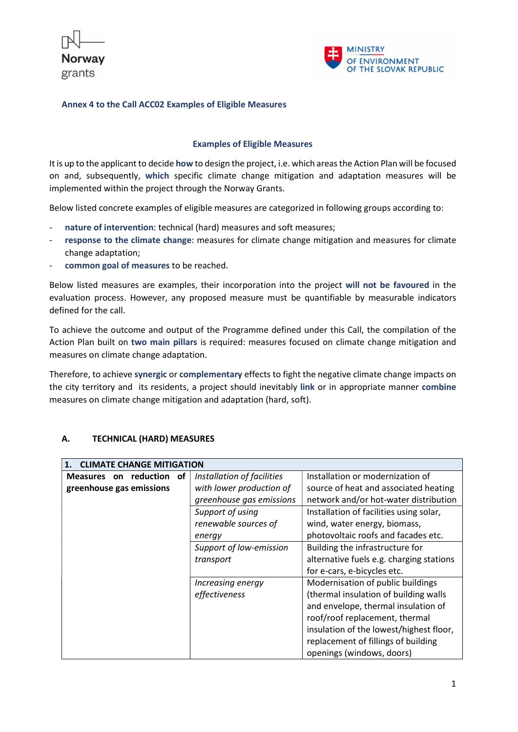Annex 4 to the Call ACC02 Examples of Eligible Measures

## Examples of Eligible Measures

It is up to the applicant to decide **how** to design the project, i.e. which areas the Action Plan will be focused on and, subsequently, **which** specific climate change mitigation and adaptation measures will be implemented within the project through the Norway Grants.

Below listed concrete examples of eligible measures are categorized in following groups according to:

- **nature of intervention**: technical (hard) measures and soft measures;
- **response to the climate change**: measures for climate change mitigation and measures for climate change adaptation;
- **common goal of measures** to be reached.

Below listed measures are examples, their incorporation into the project **will not be favoured** in the evaluation process. However, any proposed measure must be quantifiable by measurable indicators defined for the call.

To achieve the outcome and output of the Programme defined under this Call, the compilation of the Action Plan built on **two main pillars** is required: measures focused on climate change mitigation and measures on climate change adaptation.

Therefore, to achieve **synergic** or **complementary** effects to fight the negative climate change impacts on the city territory and its residents, a project should inevitably **link** or in appropriate manner **combine** measures on climate change mitigation and adaptation (hard, soft).

## A. TECHNICAL (HARD) MEASURES

| 1. CLIMATE CHANGE MITIGATION | | |
|---|---|---|
| **Measures on reduction of greenhouse gas emissions** | *Installation of facilities with lower production of greenhouse gas emissions* | Installation or modernization of source of heat and associated heating network and/or hot-water distribution |
| | *Support of using renewable sources of energy* | Installation of facilities using solar, wind, water energy, biomass, photovoltaic roofs and facades etc. |
| | *Support of low-emission transport* | Building the infrastructure for alternative fuels e.g. charging stations for e-cars, e-bicycles etc. |
| | *Increasing energy effectiveness* | Modernisation of public buildings (thermal insulation of building walls and envelope, thermal insulation of roof/roof replacement, thermal insulation of the lowest/highest floor, replacement of fillings of building openings (windows, doors) |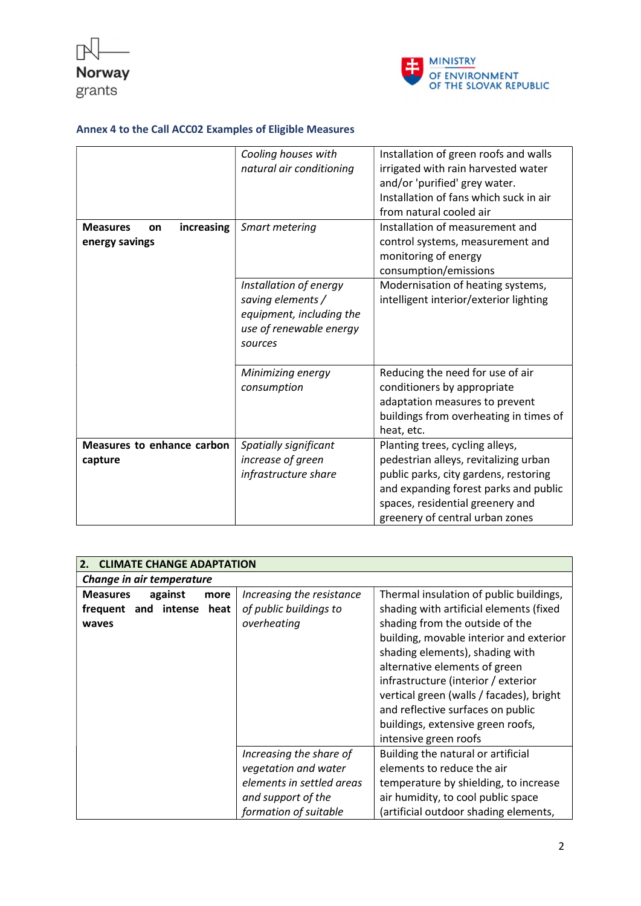### Annex 4 to the Call ACC02 Examples of Eligible Measures

| | | |
|---|---|---|
| | *Cooling houses with natural air conditioning* | Installation of green roofs and walls irrigated with rain harvested water and/or 'purified' grey water. Installation of fans which suck in air from natural cooled air |
| **Measures on increasing energy savings** | *Smart metering* | Installation of measurement and control systems, measurement and monitoring of energy consumption/emissions |
| | *Installation of energy saving elements / equipment, including the use of renewable energy sources* | Modernisation of heating systems, intelligent interior/exterior lighting |
| | *Minimizing energy consumption* | Reducing the need for use of air conditioners by appropriate adaptation measures to prevent buildings from overheating in times of heat, etc. |
| **Measures to enhance carbon capture** | *Spatially significant increase of green infrastructure share* | Planting trees, cycling alleys, pedestrian alleys, revitalizing urban public parks, city gardens, restoring and expanding forest parks and public spaces, residential greenery and greenery of central urban zones |

| **2. CLIMATE CHANGE ADAPTATION** | | |
|---|---|---|
| ***Change in air temperature*** | | |
| **Measures against more frequent and intense heat waves** | *Increasing the resistance of public buildings to overheating* | Thermal insulation of public buildings, shading with artificial elements (fixed shading from the outside of the building, movable interior and exterior shading elements), shading with alternative elements of green infrastructure (interior / exterior vertical green (walls / facades), bright and reflective surfaces on public buildings, extensive green roofs, intensive green roofs |
| | *Increasing the share of vegetation and water elements in settled areas and support of the formation of suitable* | Building the natural or artificial elements to reduce the air temperature by shielding, to increase air humidity, to cool public space (artificial outdoor shading elements, |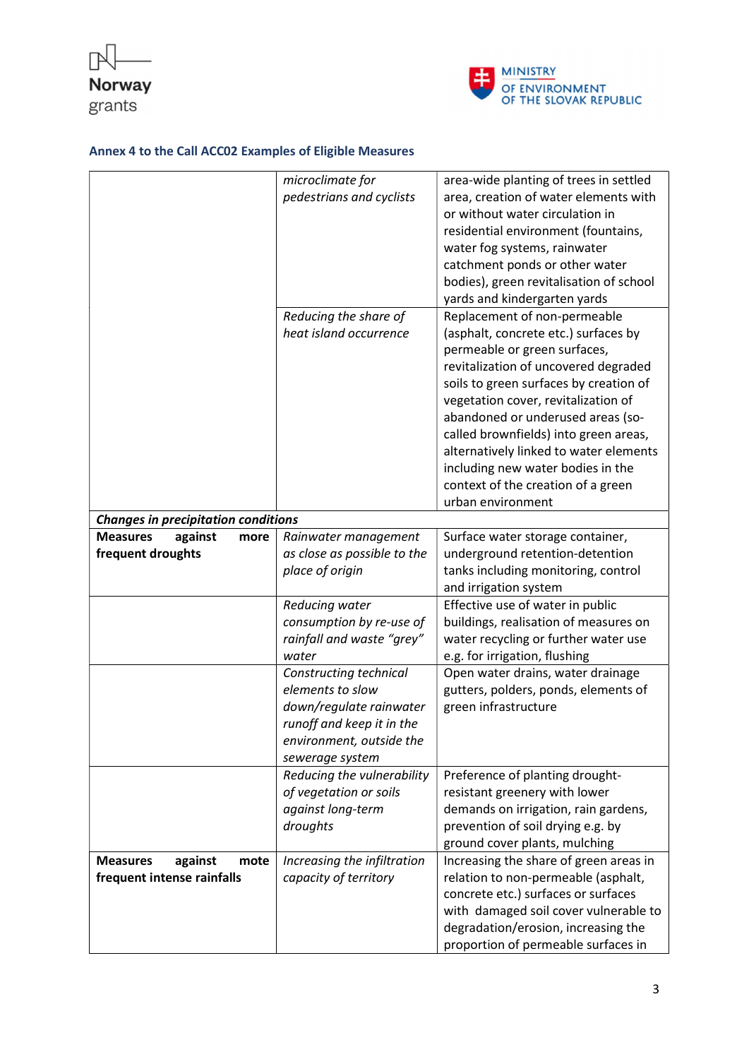## Annex 4 to the Call ACC02 Examples of Eligible Measures

| | | |
|---|---|---|
| | *microclimate for pedestrians and cyclists* | area-wide planting of trees in settled area, creation of water elements with or without water circulation in residential environment (fountains, water fog systems, rainwater catchment ponds or other water bodies), green revitalisation of school yards and kindergarten yards |
| | *Reducing the share of heat island occurrence* | Replacement of non-permeable (asphalt, concrete etc.) surfaces by permeable or green surfaces, revitalization of uncovered degraded soils to green surfaces by creation of vegetation cover, revitalization of abandoned or underused areas (so-called brownfields) into green areas, alternatively linked to water elements including new water bodies in the context of the creation of a green urban environment |
| ***Changes in precipitation conditions*** | | |
| **Measures against more frequent droughts** | *Rainwater management as close as possible to the place of origin* | Surface water storage container, underground retention-detention tanks including monitoring, control and irrigation system |
| | *Reducing water consumption by re-use of rainfall and waste "grey" water* | Effective use of water in public buildings, realisation of measures on water recycling or further water use e.g. for irrigation, flushing |
| | *Constructing technical elements to slow down/regulate rainwater runoff and keep it in the environment, outside the sewerage system* | Open water drains, water drainage gutters, polders, ponds, elements of green infrastructure |
| | *Reducing the vulnerability of vegetation or soils against long-term droughts* | Preference of planting drought-resistant greenery with lower demands on irrigation, rain gardens, prevention of soil drying e.g. by ground cover plants, mulching |
| **Measures against mote frequent intense rainfalls** | *Increasing the infiltration capacity of territory* | Increasing the share of green areas in relation to non-permeable (asphalt, concrete etc.) surfaces or surfaces with damaged soil cover vulnerable to degradation/erosion, increasing the proportion of permeable surfaces in |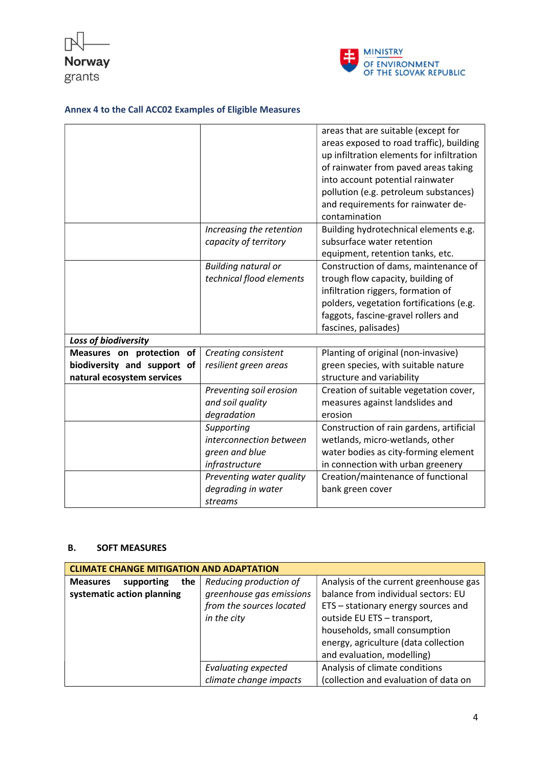**Annex 4 to the Call ACC02 Examples of Eligible Measures**

| | | |
|---|---|---|
| | | areas that are suitable (except for areas exposed to road traffic), building up infiltration elements for infiltration of rainwater from paved areas taking into account potential rainwater pollution (e.g. petroleum substances) and requirements for rainwater de-contamination |
| | *Increasing the retention capacity of territory* | Building hydrotechnical elements e.g. subsurface water retention equipment, retention tanks, etc. |
| | *Building natural or technical flood elements* | Construction of dams, maintenance of trough flow capacity, building of infiltration riggers, formation of polders, vegetation fortifications (e.g. faggots, fascine-gravel rollers and fascines, palisades) |
| ***Loss of biodiversity*** | | |
| **Measures on protection of biodiversity and support of natural ecosystem services** | *Creating consistent resilient green areas* | Planting of original (non-invasive) green species, with suitable nature structure and variability |
| | *Preventing soil erosion and soil quality degradation* | Creation of suitable vegetation cover, measures against landslides and erosion |
| | *Supporting interconnection between green and blue infrastructure* | Construction of rain gardens, artificial wetlands, micro-wetlands, other water bodies as city-forming element in connection with urban greenery |
| | *Preventing water quality degrading in water streams* | Creation/maintenance of functional bank green cover |

## B. SOFT MEASURES

| **CLIMATE CHANGE MITIGATION AND ADAPTATION** | | |
|---|---|---|
| **Measures supporting the systematic action planning** | *Reducing production of greenhouse gas emissions from the sources located in the city* | Analysis of the current greenhouse gas balance from individual sectors: EU ETS – stationary energy sources and outside EU ETS – transport, households, small consumption energy, agriculture (data collection and evaluation, modelling) |
| | *Evaluating expected climate change impacts* | Analysis of climate conditions (collection and evaluation of data on |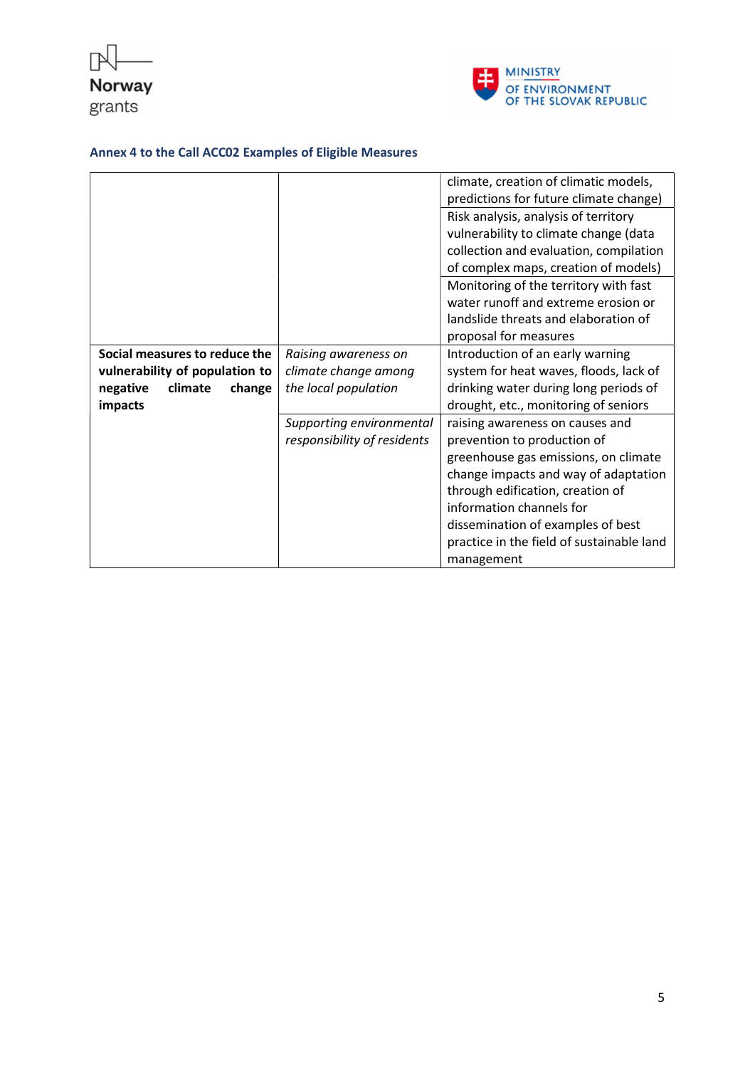### Annex 4 to the Call ACC02 Examples of Eligible Measures

| | | |
|---|---|---|
| | | climate, creation of climatic models, predictions for future climate change) |
| | | Risk analysis, analysis of territory vulnerability to climate change (data collection and evaluation, compilation of complex maps, creation of models) |
| | | Monitoring of the territory with fast water runoff and extreme erosion or landslide threats and elaboration of proposal for measures |
| **Social measures to reduce the vulnerability of population to negative climate change impacts** | *Raising awareness on climate change among the local population* | Introduction of an early warning system for heat waves, floods, lack of drinking water during long periods of drought, etc., monitoring of seniors |
| | *Supporting environmental responsibility of residents* | raising awareness on causes and prevention to production of greenhouse gas emissions, on climate change impacts and way of adaptation through edification, creation of information channels for dissemination of examples of best practice in the field of sustainable land management |